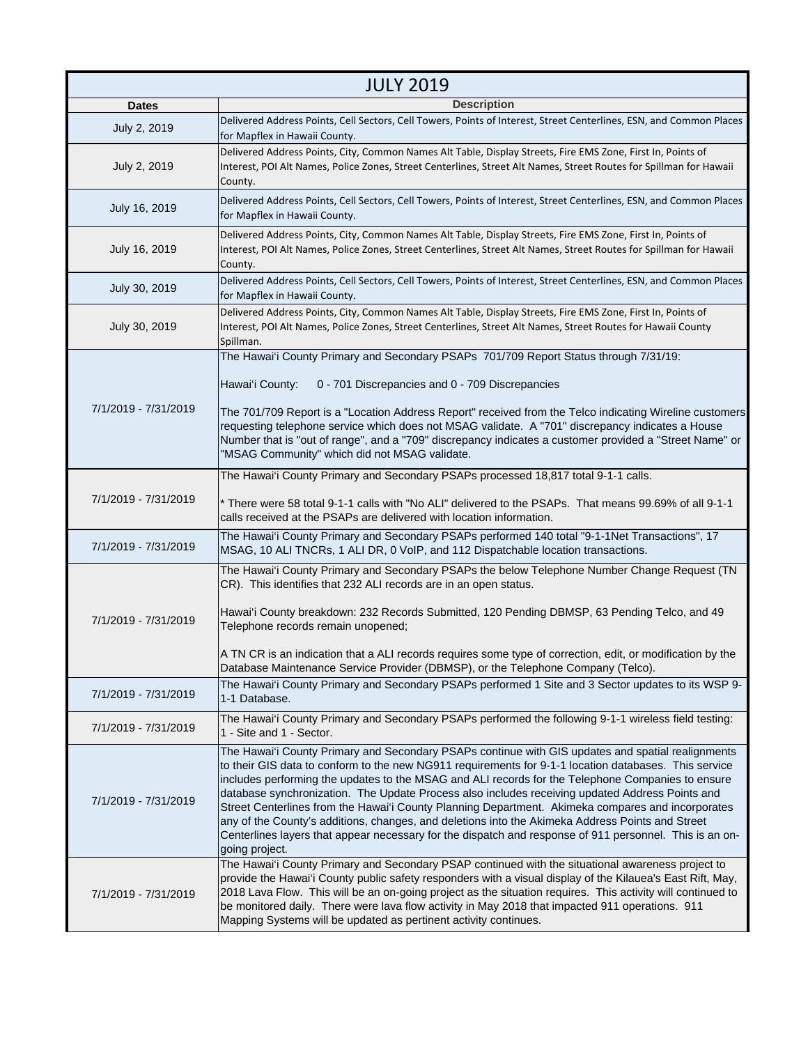| JULY 2019 | |
|---|---|
| **Dates** | **Description** |
| July 2, 2019 | Delivered Address Points, Cell Sectors, Cell Towers, Points of Interest, Street Centerlines, ESN, and Common Places for Mapflex in Hawaii County. |
| July 2, 2019 | Delivered Address Points, City, Common Names Alt Table, Display Streets, Fire EMS Zone, First In, Points of Interest, POI Alt Names, Police Zones, Street Centerlines, Street Alt Names, Street Routes for Spillman for Hawaii County. |
| July 16, 2019 | Delivered Address Points, Cell Sectors, Cell Towers, Points of Interest, Street Centerlines, ESN, and Common Places for Mapflex in Hawaii County. |
| July 16, 2019 | Delivered Address Points, City, Common Names Alt Table, Display Streets, Fire EMS Zone, First In, Points of Interest, POI Alt Names, Police Zones, Street Centerlines, Street Alt Names, Street Routes for Spillman for Hawaii County. |
| July 30, 2019 | Delivered Address Points, Cell Sectors, Cell Towers, Points of Interest, Street Centerlines, ESN, and Common Places for Mapflex in Hawaii County. |
| July 30, 2019 | Delivered Address Points, City, Common Names Alt Table, Display Streets, Fire EMS Zone, First In, Points of Interest, POI Alt Names, Police Zones, Street Centerlines, Street Alt Names, Street Routes for Hawaii County Spillman. |
| 7/1/2019 - 7/31/2019 | The Hawai'i County Primary and Secondary PSAPs 701/709 Report Status through 7/31/19:<br><br>Hawai'i County: 0 - 701 Discrepancies and 0 - 709 Discrepancies<br><br>The 701/709 Report is a "Location Address Report" received from the Telco indicating Wireline customers requesting telephone service which does not MSAG validate. A "701" discrepancy indicates a House Number that is "out of range", and a "709" discrepancy indicates a customer provided a "Street Name" or "MSAG Community" which did not MSAG validate. |
| 7/1/2019 - 7/31/2019 | The Hawai'i County Primary and Secondary PSAPs processed 18,817 total 9-1-1 calls.<br><br>* There were 58 total 9-1-1 calls with "No ALI" delivered to the PSAPs. That means 99.69% of all 9-1-1 calls received at the PSAPs are delivered with location information. |
| 7/1/2019 - 7/31/2019 | The Hawai'i County Primary and Secondary PSAPs performed 140 total "9-1-1Net Transactions", 17 MSAG, 10 ALI TNCRs, 1 ALI DR, 0 VoIP, and 112 Dispatchable location transactions. |
| 7/1/2019 - 7/31/2019 | The Hawai'i County Primary and Secondary PSAPs the below Telephone Number Change Request (TN CR). This identifies that 232 ALI records are in an open status.<br><br>Hawai'i County breakdown: 232 Records Submitted, 120 Pending DBMSP, 63 Pending Telco, and 49 Telephone records remain unopened;<br><br>A TN CR is an indication that a ALI records requires some type of correction, edit, or modification by the Database Maintenance Service Provider (DBMSP), or the Telephone Company (Telco). |
| 7/1/2019 - 7/31/2019 | The Hawai'i County Primary and Secondary PSAPs performed 1 Site and 3 Sector updates to its WSP 9-1-1 Database. |
| 7/1/2019 - 7/31/2019 | The Hawai'i County Primary and Secondary PSAPs performed the following 9-1-1 wireless field testing: 1 - Site and 1 - Sector. |
| 7/1/2019 - 7/31/2019 | The Hawai'i County Primary and Secondary PSAPs continue with GIS updates and spatial realignments to their GIS data to conform to the new NG911 requirements for 9-1-1 location databases. This service includes performing the updates to the MSAG and ALI records for the Telephone Companies to ensure database synchronization. The Update Process also includes receiving updated Address Points and Street Centerlines from the Hawai'i County Planning Department. Akimeka compares and incorporates any of the County's additions, changes, and deletions into the Akimeka Address Points and Street Centerlines layers that appear necessary for the dispatch and response of 911 personnel. This is an on-going project. |
| 7/1/2019 - 7/31/2019 | The Hawai'i County Primary and Secondary PSAP continued with the situational awareness project to provide the Hawai'i County public safety responders with a visual display of the Kilauea's East Rift, May, 2018 Lava Flow. This will be an on-going project as the situation requires. This activity will continued to be monitored daily. There were lava flow activity in May 2018 that impacted 911 operations. 911 Mapping Systems will be updated as pertinent activity continues. |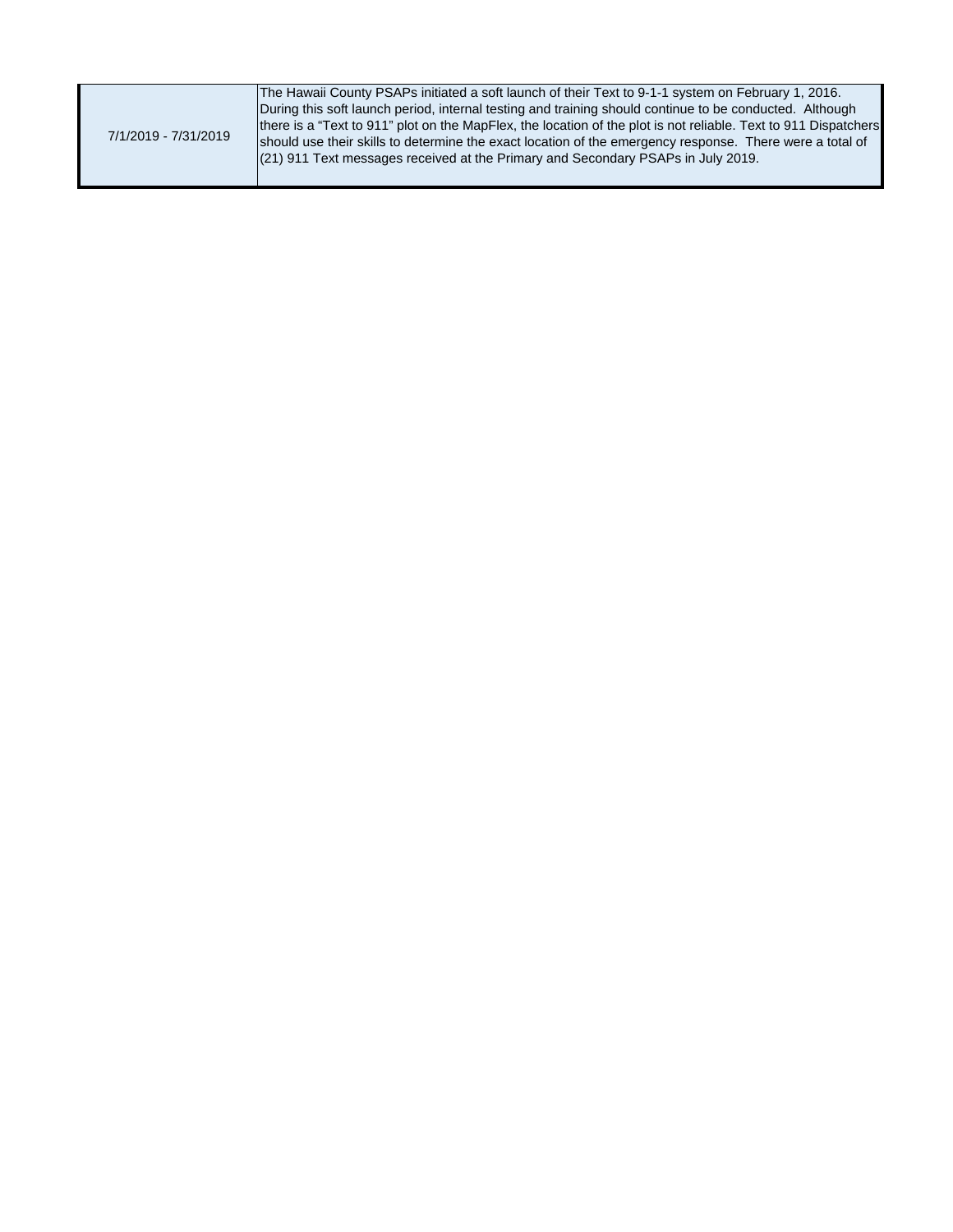| | |
|---|---|
| 7/1/2019 - 7/31/2019 | The Hawaii County PSAPs initiated a soft launch of their Text to 9-1-1 system on February 1, 2016. During this soft launch period, internal testing and training should continue to be conducted. Although there is a "Text to 911" plot on the MapFlex, the location of the plot is not reliable. Text to 911 Dispatchers should use their skills to determine the exact location of the emergency response. There were a total of (21) 911 Text messages received at the Primary and Secondary PSAPs in July 2019. |